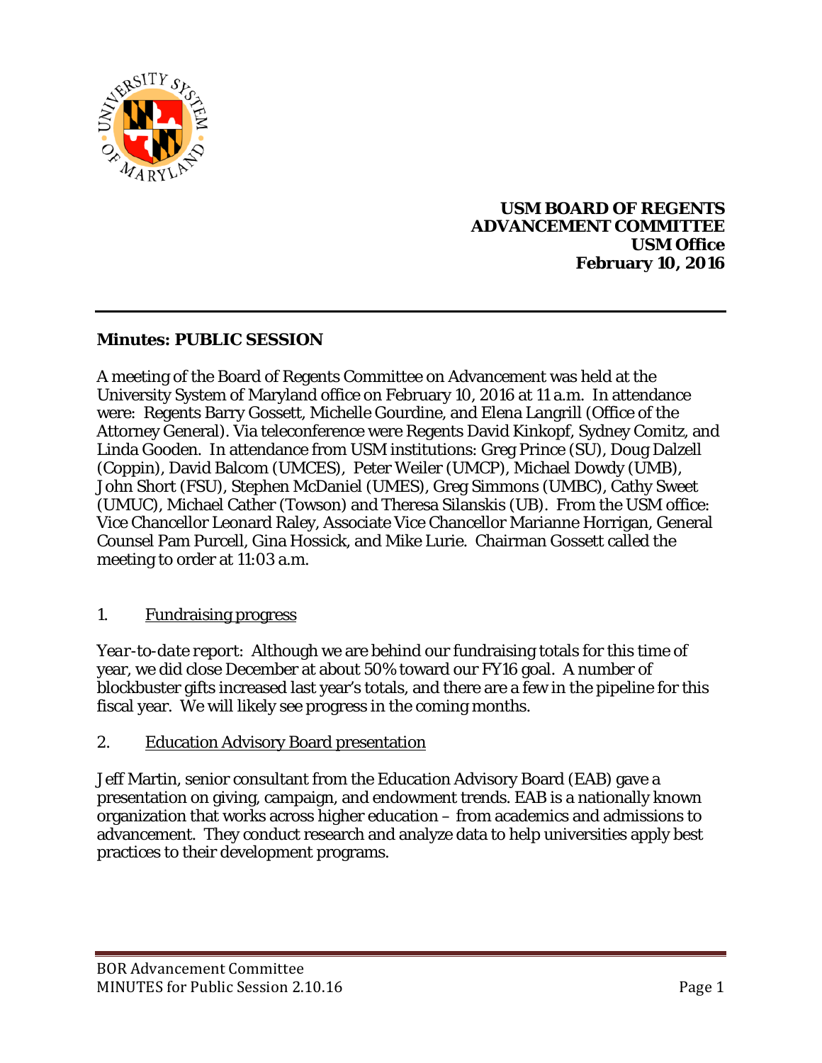**USM BOARD OF REGENTS**
**ADVANCEMENT COMMITTEE**
**USM Office**
**February 10, 2016**

## Minutes: PUBLIC SESSION

A meeting of the Board of Regents Committee on Advancement was held at the University System of Maryland office on February 10, 2016 at 11 a.m. In attendance were: Regents Barry Gossett, Michelle Gourdine, and Elena Langrill (Office of the Attorney General). Via teleconference were Regents David Kinkopf, Sydney Comitz, and Linda Gooden. In attendance from USM institutions: Greg Prince (SU), Doug Dalzell (Coppin), David Balcom (UMCES), Peter Weiler (UMCP), Michael Dowdy (UMB), John Short (FSU), Stephen McDaniel (UMES), Greg Simmons (UMBC), Cathy Sweet (UMUC), Michael Cather (Towson) and Theresa Silanskis (UB). From the USM office: Vice Chancellor Leonard Raley, Associate Vice Chancellor Marianne Horrigan, General Counsel Pam Purcell, Gina Hossick, and Mike Lurie. Chairman Gossett called the meeting to order at 11:03 a.m.

1. Fundraising progress

*Year-to-date report:* Although we are behind our fundraising totals for this time of year, we did close December at about 50% toward our FY16 goal. A number of blockbuster gifts increased last year's totals, and there are a few in the pipeline for this fiscal year. We will likely see progress in the coming months.

2. Education Advisory Board presentation

Jeff Martin, senior consultant from the Education Advisory Board (EAB) gave a presentation on giving, campaign, and endowment trends. EAB is a nationally known organization that works across higher education – from academics and admissions to advancement. They conduct research and analyze data to help universities apply best practices to their development programs.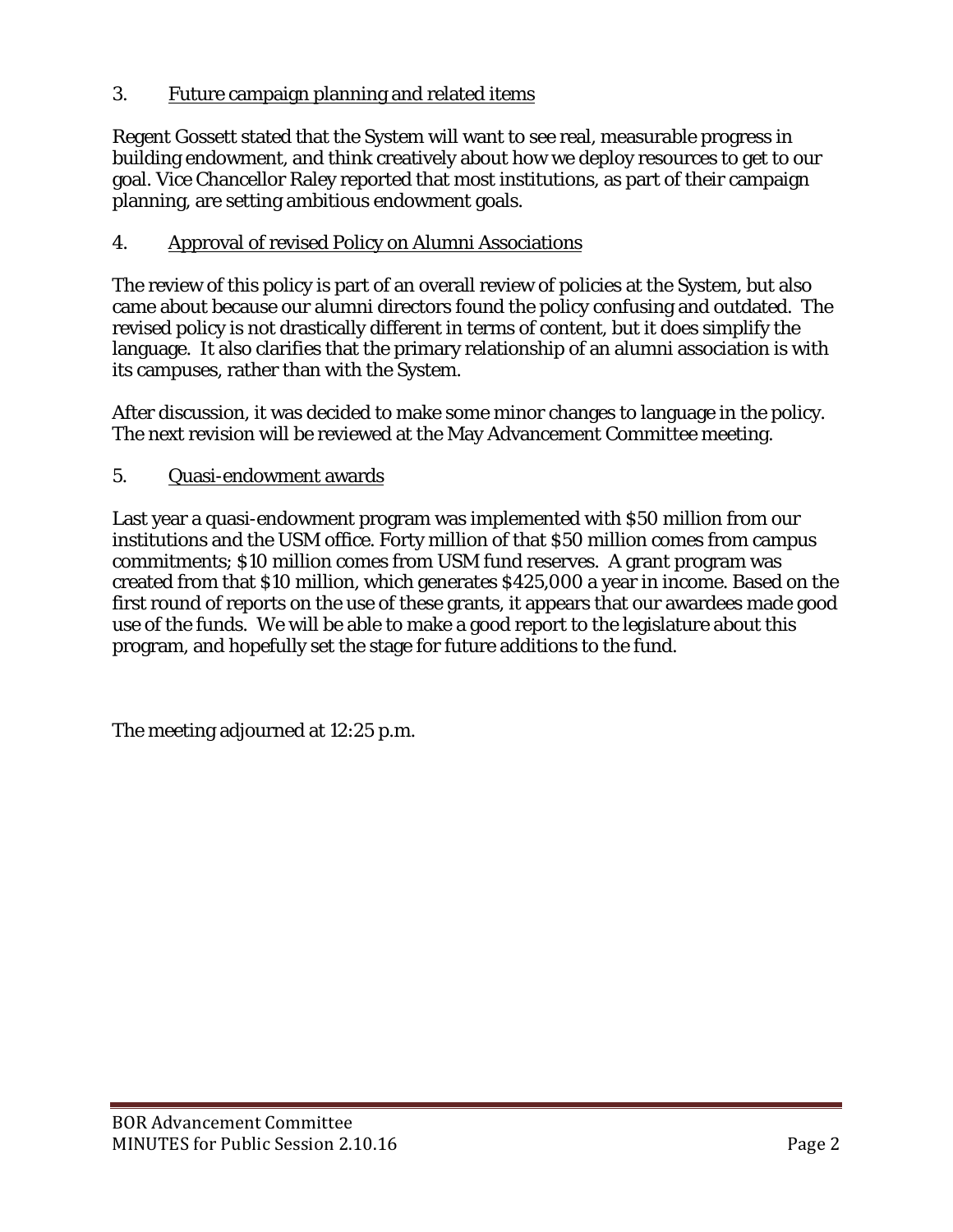3. Future campaign planning and related items

Regent Gossett stated that the System will want to see real, measurable progress in building endowment, and think creatively about how we deploy resources to get to our goal. Vice Chancellor Raley reported that most institutions, as part of their campaign planning, are setting ambitious endowment goals.

4. Approval of revised Policy on Alumni Associations

The review of this policy is part of an overall review of policies at the System, but also came about because our alumni directors found the policy confusing and outdated. The revised policy is not drastically different in terms of content, but it does simplify the language. It also clarifies that the primary relationship of an alumni association is with its campuses, rather than with the System.

After discussion, it was decided to make some minor changes to language in the policy. The next revision will be reviewed at the May Advancement Committee meeting.

5. Quasi-endowment awards

Last year a quasi-endowment program was implemented with $50 million from our institutions and the USM office. Forty million of that $50 million comes from campus commitments; $10 million comes from USM fund reserves. A grant program was created from that $10 million, which generates $425,000 a year in income. Based on the first round of reports on the use of these grants, it appears that our awardees made good use of the funds. We will be able to make a good report to the legislature about this program, and hopefully set the stage for future additions to the fund.

The meeting adjourned at 12:25 p.m.